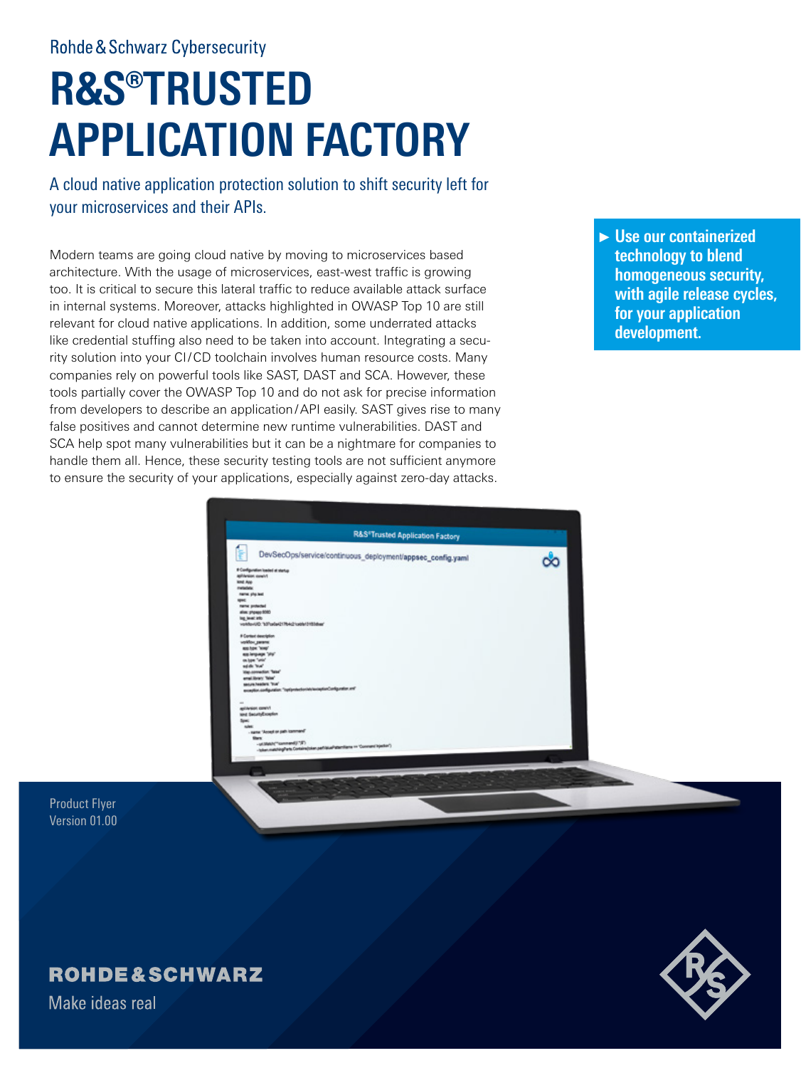Rohde & Schwarz Cybersecurity

# R&S®TRUSTED APPLICATION FACTORY

A cloud native application protection solution to shift security left for your microservices and their APIs.

Modern teams are going cloud native by moving to microservices based architecture. With the usage of microservices, east-west traffic is growing too. It is critical to secure this lateral traffic to reduce available attack surface in internal systems. Moreover, attacks highlighted in OWASP Top 10 are still relevant for cloud native applications. In addition, some underrated attacks like credential stuffing also need to be taken into account. Integrating a security solution into your CI/CD toolchain involves human resource costs. Many companies rely on powerful tools like SAST, DAST and SCA. However, these tools partially cover the OWASP Top 10 and do not ask for precise information from developers to describe an application/API easily. SAST gives rise to many false positives and cannot determine new runtime vulnerabilities. DAST and SCA help spot many vulnerabilities but it can be a nightmare for companies to handle them all. Hence, these security testing tools are not sufficient anymore to ensure the security of your applications, especially against zero-day attacks.

**► Use our containerized technology to blend homogeneous security, with agile release cycles, for your application development.**

Product Flyer
Version 01.00

ROHDE & SCHWARZ
Make ideas real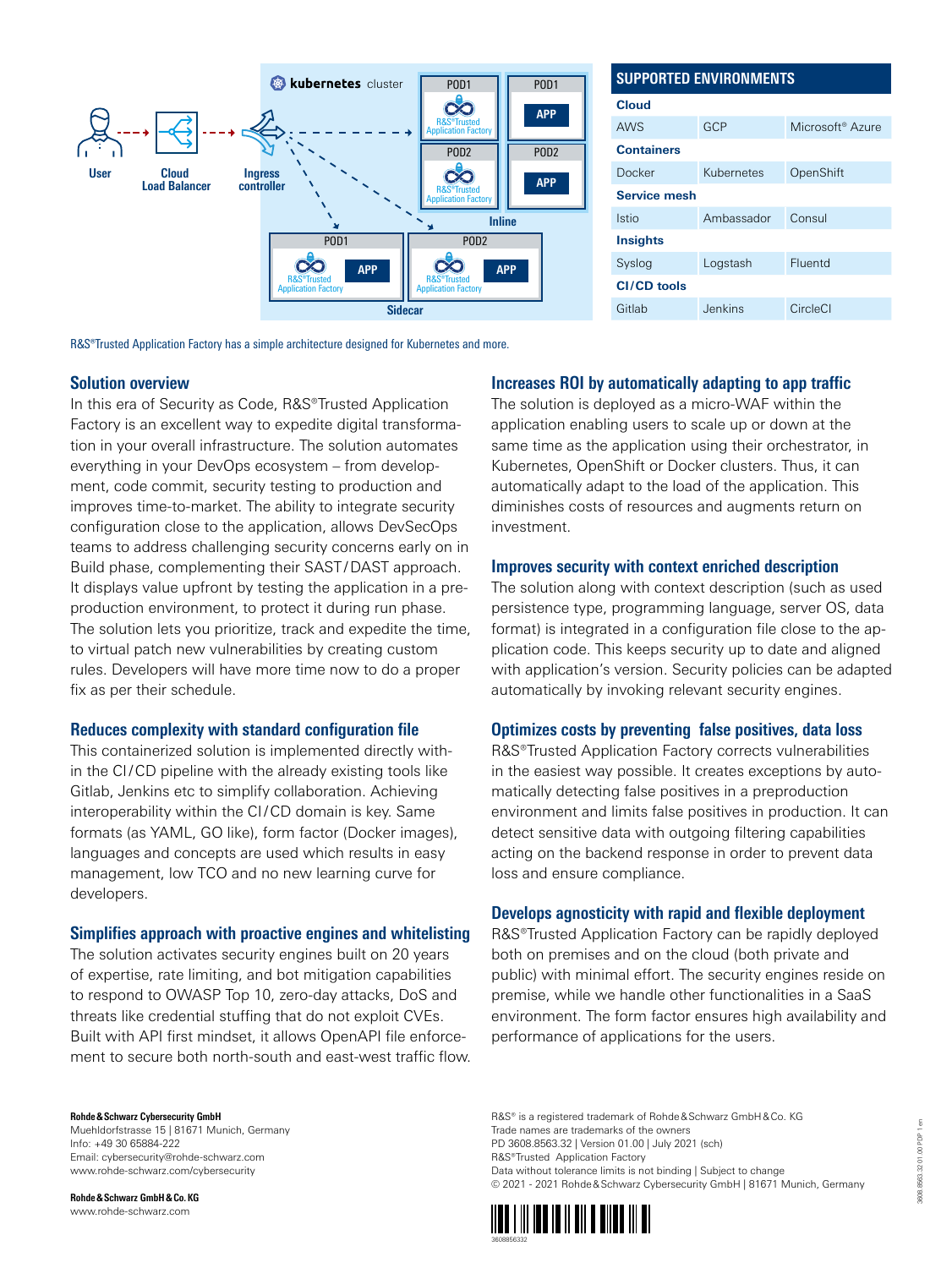User
Cloud Load Balancer
Ingress controller

kubernetes cluster

POD1
R&S®Trusted Application Factory

POD1
APP

POD2
R&S®Trusted Application Factory

POD2
APP

Inline

POD1
R&S®Trusted Application Factory
APP

POD2
R&S®Trusted Application Factory
APP

Sidecar

| SUPPORTED ENVIRONMENTS | | |
|---|---|---|
| **Cloud** | | |
| AWS | GCP | Microsoft® Azure |
| **Containers** | | |
| Docker | Kubernetes | OpenShift |
| **Service mesh** | | |
| Istio | Ambassador | Consul |
| **Insights** | | |
| Syslog | Logstash | Fluentd |
| **CI/CD tools** | | |
| Gitlab | Jenkins | CircleCI |

R&S®Trusted Application Factory has a simple architecture designed for Kubernetes and more.

## Solution overview

In this era of Security as Code, R&S®Trusted Application Factory is an excellent way to expedite digital transformation in your overall infrastructure. The solution automates everything in your DevOps ecosystem – from development, code commit, security testing to production and improves time-to-market. The ability to integrate security configuration close to the application, allows DevSecOps teams to address challenging security concerns early on in Build phase, complementing their SAST/DAST approach. It displays value upfront by testing the application in a preproduction environment, to protect it during run phase. The solution lets you prioritize, track and expedite the time, to virtual patch new vulnerabilities by creating custom rules. Developers will have more time now to do a proper fix as per their schedule.

## Reduces complexity with standard configuration file

This containerized solution is implemented directly within the CI/CD pipeline with the already existing tools like Gitlab, Jenkins etc to simplify collaboration. Achieving interoperability within the CI/CD domain is key. Same formats (as YAML, GO like), form factor (Docker images), languages and concepts are used which results in easy management, low TCO and no new learning curve for developers.

## Simplifies approach with proactive engines and whitelisting

The solution activates security engines built on 20 years of expertise, rate limiting, and bot mitigation capabilities to respond to OWASP Top 10, zero-day attacks, DoS and threats like credential stuffing that do not exploit CVEs. Built with API first mindset, it allows OpenAPI file enforcement to secure both north-south and east-west traffic flow.

## Increases ROI by automatically adapting to app traffic

The solution is deployed as a micro-WAF within the application enabling users to scale up or down at the same time as the application using their orchestrator, in Kubernetes, OpenShift or Docker clusters. Thus, it can automatically adapt to the load of the application. This diminishes costs of resources and augments return on investment.

## Improves security with context enriched description

The solution along with context description (such as used persistence type, programming language, server OS, data format) is integrated in a configuration file close to the application code. This keeps security up to date and aligned with application's version. Security policies can be adapted automatically by invoking relevant security engines.

## Optimizes costs by preventing false positives, data loss

R&S®Trusted Application Factory corrects vulnerabilities in the easiest way possible. It creates exceptions by automatically detecting false positives in a preproduction environment and limits false positives in production. It can detect sensitive data with outgoing filtering capabilities acting on the backend response in order to prevent data loss and ensure compliance.

## Develops agnosticity with rapid and flexible deployment

R&S®Trusted Application Factory can be rapidly deployed both on premises and on the cloud (both private and public) with minimal effort. The security engines reside on premise, while we handle other functionalities in a SaaS environment. The form factor ensures high availability and performance of applications for the users.

**Rohde & Schwarz Cybersecurity GmbH**
Muehldorfstrasse 15 | 81671 Munich, Germany
Info: +49 30 65884-222
Email: cybersecurity@rohde-schwarz.com
www.rohde-schwarz.com/cybersecurity

**Rohde & Schwarz GmbH & Co. KG**
www.rohde-schwarz.com

R&S® is a registered trademark of Rohde & Schwarz GmbH & Co. KG
Trade names are trademarks of the owners
PD 3608.8563.32 | Version 01.00 | July 2021 (sch)
R&S®Trusted Application Factory
Data without tolerance limits is not binding | Subject to change
© 2021 - 2021 Rohde & Schwarz Cybersecurity GmbH | 81671 Munich, Germany

3608856332

3608.8563.32 01.00 PDP 1 en